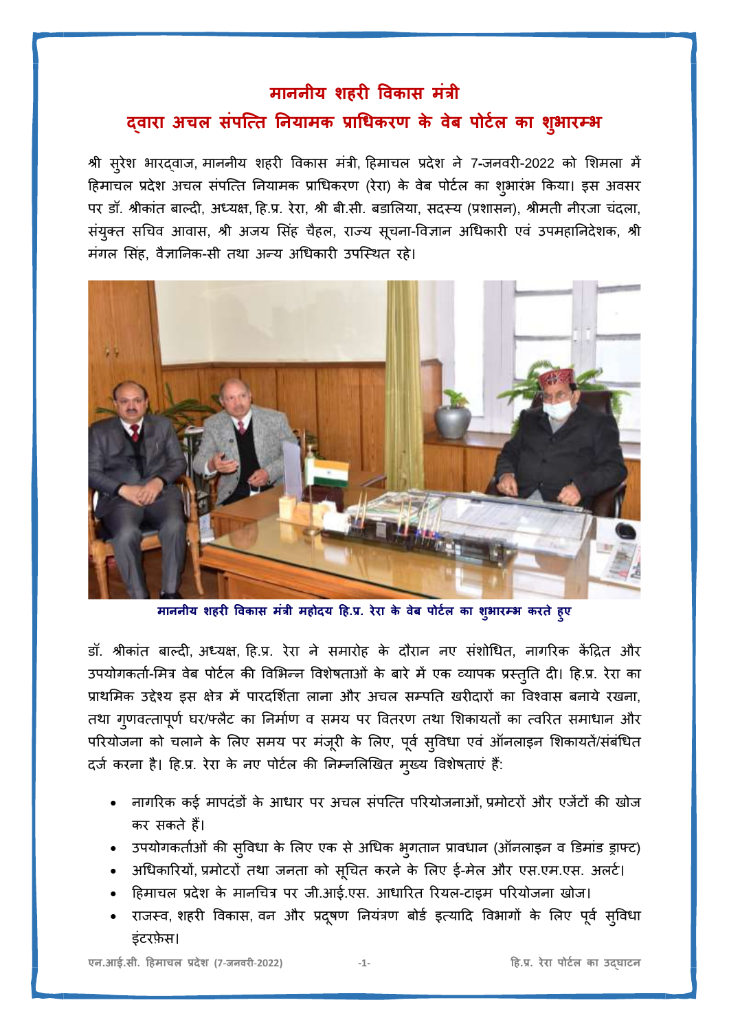# माननीय शहरी विकास मंत्री द्वारा अचल संपत्ति नियामक प्राधिकरण के वेब पोर्टल का शुभारम्भ

श्री सुरेश भारद्वाज, माननीय शहरी विकास मंत्री, हिमाचल प्रदेश ने 7-जनवरी-2022 को शिमला में हिमाचल प्रदेश अचल संपत्ति नियामक प्राधिकरण (रेरा) के वेब पोर्टल का शुभारंभ किया। इस अवसर पर डॉ. श्रीकांत बाल्दी, अध्यक्ष, हि.प्र. रेरा, श्री बी.सी. बडालिया, सदस्य (प्रशासन), श्रीमती नीरजा चंदला, संयुक्त सचिव आवास, श्री अजय सिंह चैहल, राज्य सूचना-विज्ञान अधिकारी एवं उपमहानिदेशक, श्री मंगल सिंह, वैज्ञानिक-सी तथा अन्य अधिकारी उपस्थित रहे।

**माननीय शहरी विकास मंत्री महोदय हि.प्र. रेरा के वेब पोर्टल का शुभारम्भ करते हुए**

डॉ. श्रीकांत बाल्दी, अध्यक्ष, हि.प्र. रेरा ने समारोह के दौरान नए संशोधित, नागरिक केंद्रित और उपयोगकर्ता-मित्र वेब पोर्टल की विभिन्न विशेषताओं के बारे में एक व्यापक प्रस्तुति दी। हि.प्र. रेरा का प्राथमिक उद्देश्य इस क्षेत्र में पारदर्शिता लाना और अचल सम्पति खरीदारों का विश्वास बनाये रखना, तथा गुणवत्तापूर्ण घर/फ्लैट का निर्माण व समय पर वितरण तथा शिकायतों का त्वरित समाधान और परियोजना को चलाने के लिए समय पर मंजूरी के लिए, पूर्व सुविधा एवं ऑनलाइन शिकायतें/संबंधित दर्ज करना है। हि.प्र. रेरा के नए पोर्टल की निम्नलिखित मुख्य विशेषताएं हैं:

- नागरिक कई मापदंडों के आधार पर अचल संपत्ति परियोजनाओं, प्रमोटरों और एजेंटों की खोज कर सकते हैं।
- उपयोगकर्ताओं की सुविधा के लिए एक से अधिक भुगतान प्रावधान (ऑनलाइन व डिमांड ड्राफ्ट)
- अधिकारियों, प्रमोटरों तथा जनता को सूचित करने के लिए ई-मेल और एस.एम.एस. अलर्ट।
- हिमाचल प्रदेश के मानचित्र पर जी.आई.एस. आधारित रियल-टाइम परियोजना खोज।
- राजस्व, शहरी विकास, वन और प्रदूषण नियंत्रण बोर्ड इत्यादि विभागों के लिए पूर्व सुविधा इंटरफ़ेस।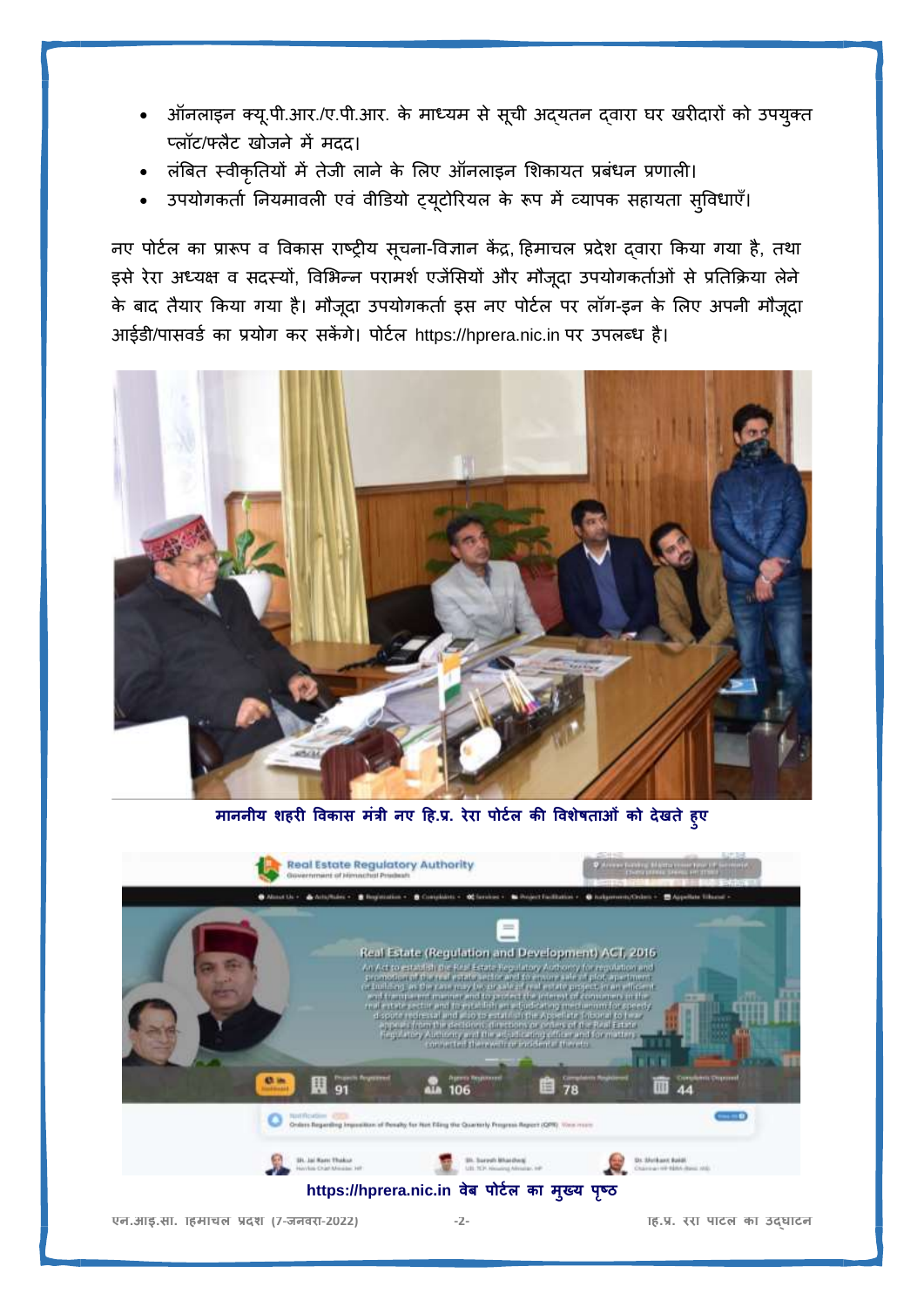- ऑनलाइन क्यू.पी.आर./ए.पी.आर. के माध्यम से सूची अद्यतन द्वारा घर खरीदारों को उपयुक्त प्लॉट/फ्लैट खोजने में मदद।
- लंबित स्वीकृतियों में तेजी लाने के लिए ऑनलाइन शिकायत प्रबंधन प्रणाली।
- उपयोगकर्ता नियमावली एवं वीडियो ट्यूटोरियल के रूप में व्यापक सहायता सुविधाएँ।

नए पोर्टल का प्रारूप व विकास राष्ट्रीय सूचना-विज्ञान केंद्र, हिमाचल प्रदेश द्वारा किया गया है, तथा इसे रेरा अध्यक्ष व सदस्यों, विभिन्न परामर्श एजेंसियों और मौजूदा उपयोगकर्ताओं से प्रतिक्रिया लेने के बाद तैयार किया गया है। मौजूदा उपयोगकर्ता इस नए पोर्टल पर लॉग-इन के लिए अपनी मौजूदा आईडी/पासवर्ड का प्रयोग कर सकेंगे। पोर्टल https://hprera.nic.in पर उपलब्ध है।

**माननीय शहरी विकास मंत्री नए हि.प्र. रेरा पोर्टल की विशेषताओं को देखते हुए**

**https://hprera.nic.in वेब पोर्टल का मुख्य पृष्ठ**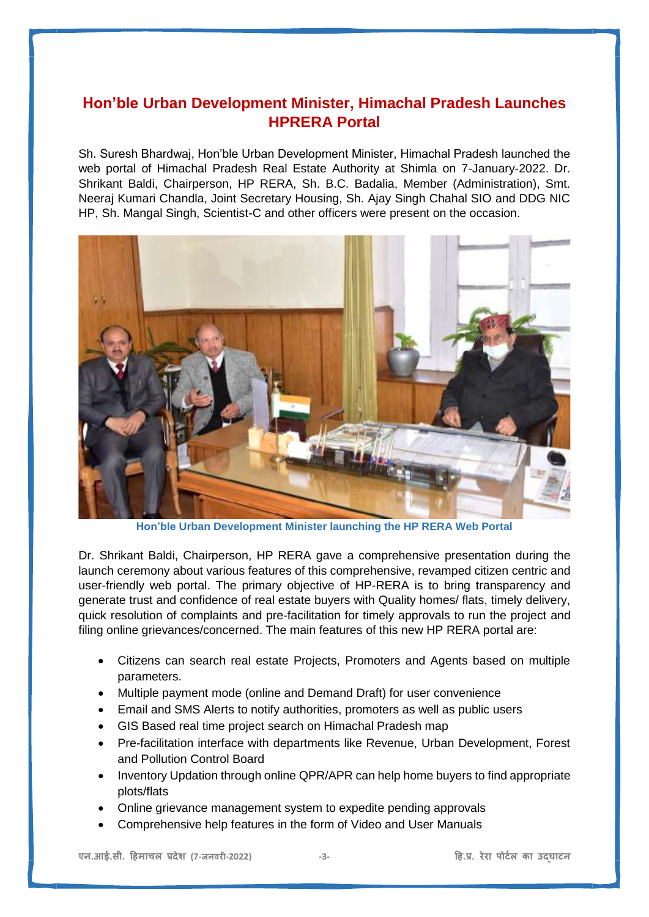## Hon'ble Urban Development Minister, Himachal Pradesh Launches HPRERA Portal

Sh. Suresh Bhardwaj, Hon'ble Urban Development Minister, Himachal Pradesh launched the web portal of Himachal Pradesh Real Estate Authority at Shimla on 7-January-2022. Dr. Shrikant Baldi, Chairperson, HP RERA, Sh. B.C. Badalia, Member (Administration), Smt. Neeraj Kumari Chandla, Joint Secretary Housing, Sh. Ajay Singh Chahal SIO and DDG NIC HP, Sh. Mangal Singh, Scientist-C and other officers were present on the occasion.

**Hon'ble Urban Development Minister launching the HP RERA Web Portal**

Dr. Shrikant Baldi, Chairperson, HP RERA gave a comprehensive presentation during the launch ceremony about various features of this comprehensive, revamped citizen centric and user-friendly web portal. The primary objective of HP-RERA is to bring transparency and generate trust and confidence of real estate buyers with Quality homes/ flats, timely delivery, quick resolution of complaints and pre-facilitation for timely approvals to run the project and filing online grievances/concerned. The main features of this new HP RERA portal are:

- Citizens can search real estate Projects, Promoters and Agents based on multiple parameters.
- Multiple payment mode (online and Demand Draft) for user convenience
- Email and SMS Alerts to notify authorities, promoters as well as public users
- GIS Based real time project search on Himachal Pradesh map
- Pre-facilitation interface with departments like Revenue, Urban Development, Forest and Pollution Control Board
- Inventory Updation through online QPR/APR can help home buyers to find appropriate plots/flats
- Online grievance management system to expedite pending approvals
- Comprehensive help features in the form of Video and User Manuals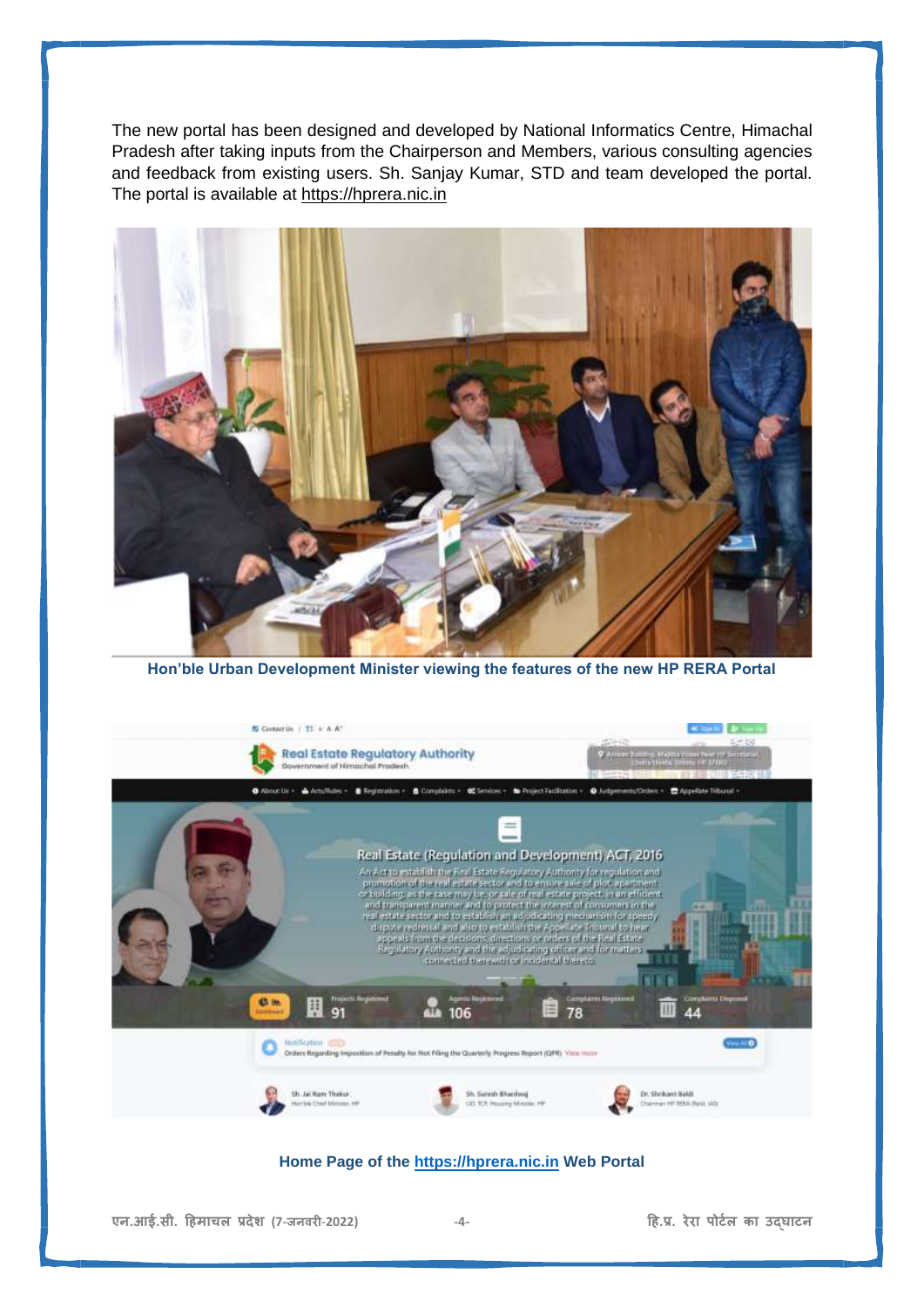The new portal has been designed and developed by National Informatics Centre, Himachal Pradesh after taking inputs from the Chairperson and Members, various consulting agencies and feedback from existing users. Sh. Sanjay Kumar, STD and team developed the portal. The portal is available at https://hprera.nic.in

**Hon'ble Urban Development Minister viewing the features of the new HP RERA Portal**

**Home Page of the https://hprera.nic.in Web Portal**